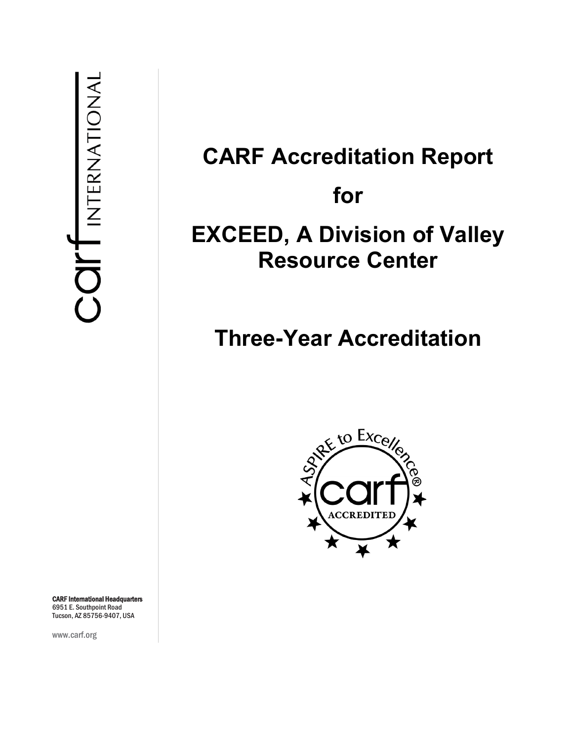carf INTERNATIONAL

# CARF Accreditation Report

# for

# EXCEED, A Division of Valley Resource Center

## Three-Year Accreditation

**CARF International Headquarters**
6951 E. Southpoint Road
Tucson, AZ 85756-9407, USA

www.carf.org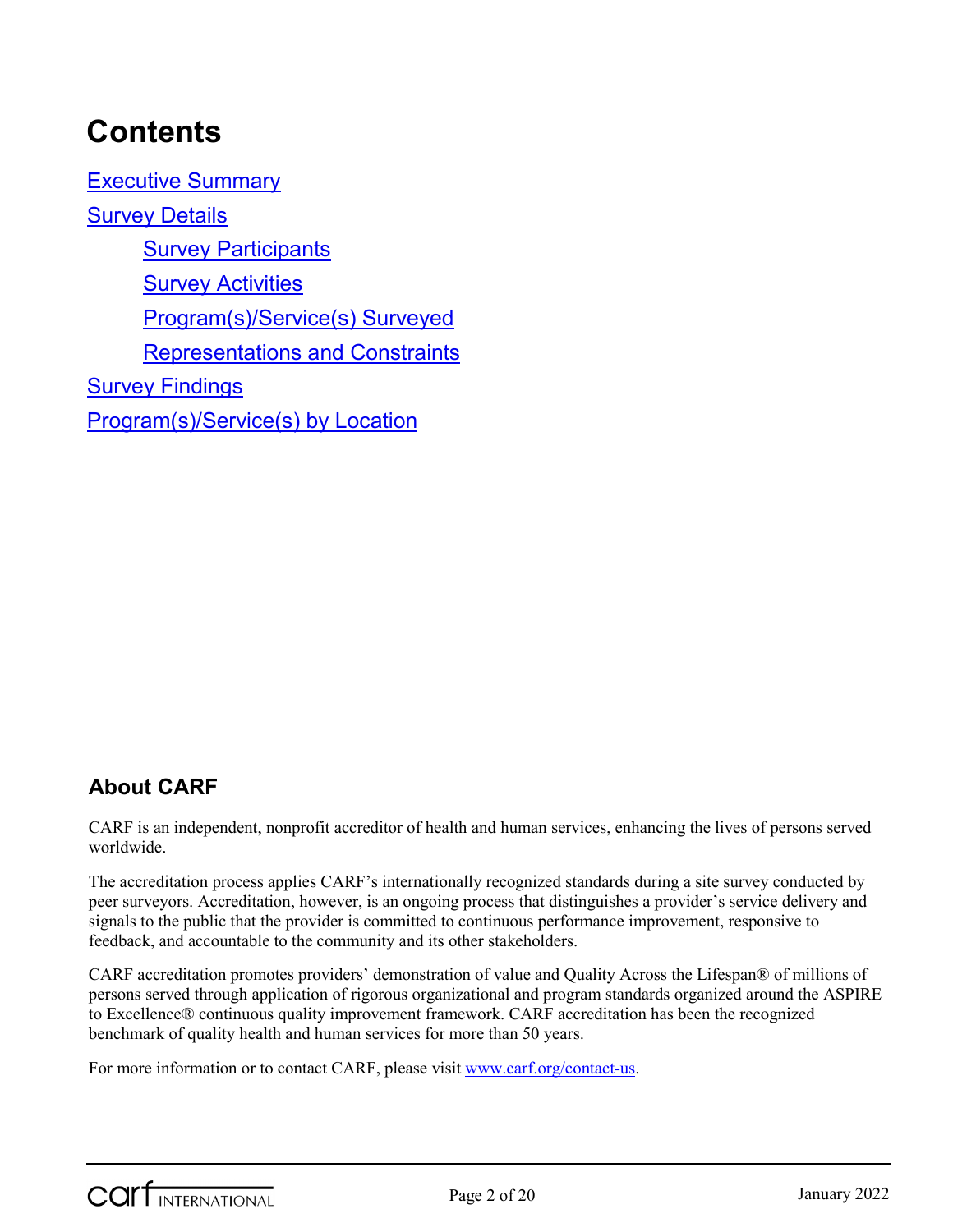# Contents

[Executive Summary]

[Survey Details]

- [Survey Participants]
- [Survey Activities]
- [Program(s)/Service(s) Surveyed]
- [Representations and Constraints]

[Survey Findings]

[Program(s)/Service(s) by Location]

## About CARF

CARF is an independent, nonprofit accreditor of health and human services, enhancing the lives of persons served worldwide.

The accreditation process applies CARF's internationally recognized standards during a site survey conducted by peer surveyors. Accreditation, however, is an ongoing process that distinguishes a provider's service delivery and signals to the public that the provider is committed to continuous performance improvement, responsive to feedback, and accountable to the community and its other stakeholders.

CARF accreditation promotes providers' demonstration of value and Quality Across the Lifespan® of millions of persons served through application of rigorous organizational and program standards organized around the ASPIRE to Excellence® continuous quality improvement framework. CARF accreditation has been the recognized benchmark of quality health and human services for more than 50 years.

For more information or to contact CARF, please visit www.carf.org/contact-us.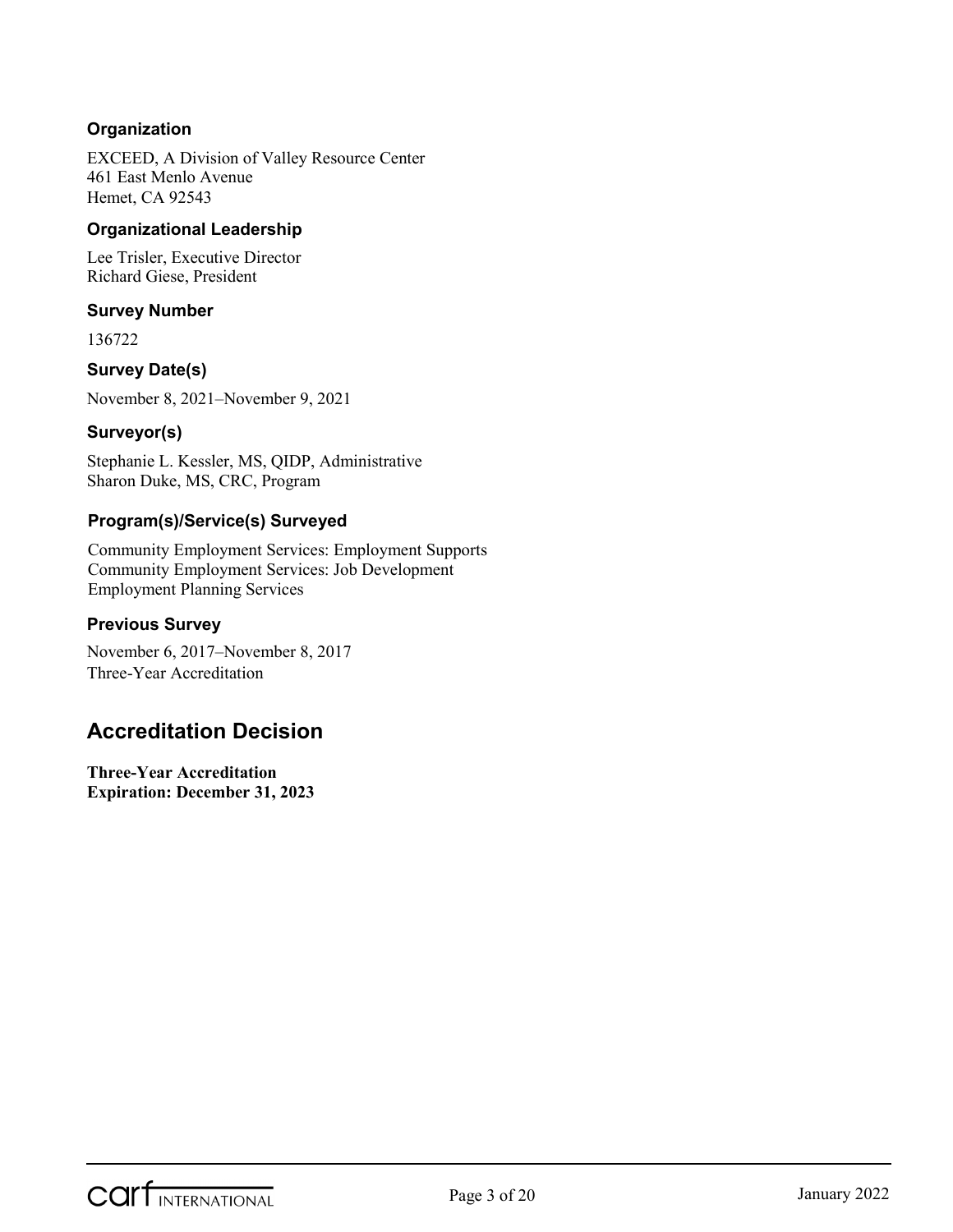### Organization

EXCEED, A Division of Valley Resource Center
461 East Menlo Avenue
Hemet, CA 92543

### Organizational Leadership

Lee Trisler, Executive Director
Richard Giese, President

### Survey Number

136722

### Survey Date(s)

November 8, 2021–November 9, 2021

### Surveyor(s)

Stephanie L. Kessler, MS, QIDP, Administrative
Sharon Duke, MS, CRC, Program

### Program(s)/Service(s) Surveyed

Community Employment Services: Employment Supports
Community Employment Services: Job Development
Employment Planning Services

### Previous Survey

November 6, 2017–November 8, 2017
Three-Year Accreditation

## Accreditation Decision

**Three-Year Accreditation**
**Expiration: December 31, 2023**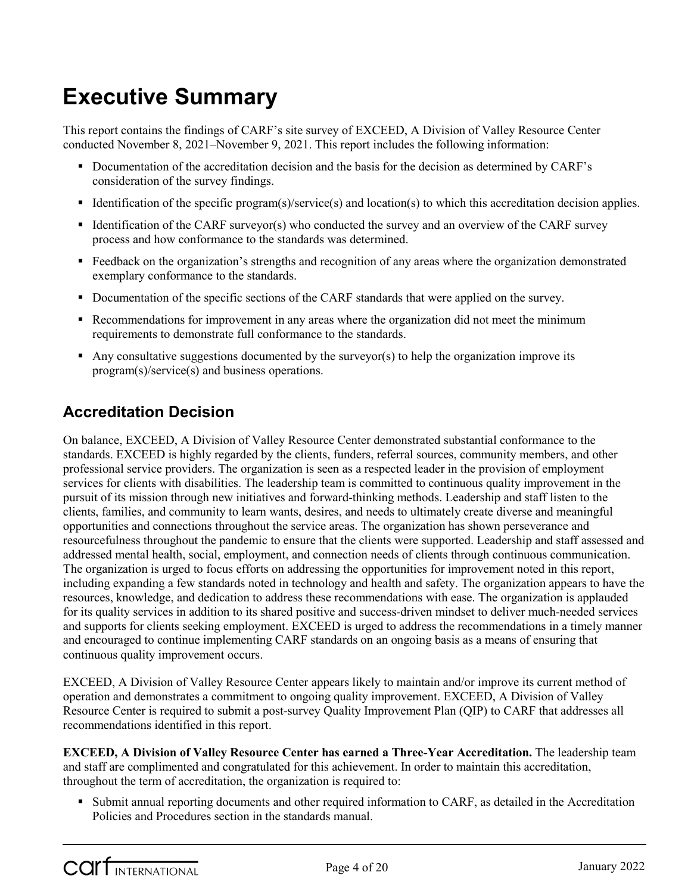# Executive Summary

This report contains the findings of CARF's site survey of EXCEED, A Division of Valley Resource Center conducted November 8, 2021–November 9, 2021. This report includes the following information:

- Documentation of the accreditation decision and the basis for the decision as determined by CARF's consideration of the survey findings.
- Identification of the specific program(s)/service(s) and location(s) to which this accreditation decision applies.
- Identification of the CARF surveyor(s) who conducted the survey and an overview of the CARF survey process and how conformance to the standards was determined.
- Feedback on the organization's strengths and recognition of any areas where the organization demonstrated exemplary conformance to the standards.
- Documentation of the specific sections of the CARF standards that were applied on the survey.
- Recommendations for improvement in any areas where the organization did not meet the minimum requirements to demonstrate full conformance to the standards.
- Any consultative suggestions documented by the surveyor(s) to help the organization improve its program(s)/service(s) and business operations.

## Accreditation Decision

On balance, EXCEED, A Division of Valley Resource Center demonstrated substantial conformance to the standards. EXCEED is highly regarded by the clients, funders, referral sources, community members, and other professional service providers. The organization is seen as a respected leader in the provision of employment services for clients with disabilities. The leadership team is committed to continuous quality improvement in the pursuit of its mission through new initiatives and forward-thinking methods. Leadership and staff listen to the clients, families, and community to learn wants, desires, and needs to ultimately create diverse and meaningful opportunities and connections throughout the service areas. The organization has shown perseverance and resourcefulness throughout the pandemic to ensure that the clients were supported. Leadership and staff assessed and addressed mental health, social, employment, and connection needs of clients through continuous communication. The organization is urged to focus efforts on addressing the opportunities for improvement noted in this report, including expanding a few standards noted in technology and health and safety. The organization appears to have the resources, knowledge, and dedication to address these recommendations with ease. The organization is applauded for its quality services in addition to its shared positive and success-driven mindset to deliver much-needed services and supports for clients seeking employment. EXCEED is urged to address the recommendations in a timely manner and encouraged to continue implementing CARF standards on an ongoing basis as a means of ensuring that continuous quality improvement occurs.

EXCEED, A Division of Valley Resource Center appears likely to maintain and/or improve its current method of operation and demonstrates a commitment to ongoing quality improvement. EXCEED, A Division of Valley Resource Center is required to submit a post-survey Quality Improvement Plan (QIP) to CARF that addresses all recommendations identified in this report.

**EXCEED, A Division of Valley Resource Center has earned a Three-Year Accreditation.** The leadership team and staff are complimented and congratulated for this achievement. In order to maintain this accreditation, throughout the term of accreditation, the organization is required to:

- Submit annual reporting documents and other required information to CARF, as detailed in the Accreditation Policies and Procedures section in the standards manual.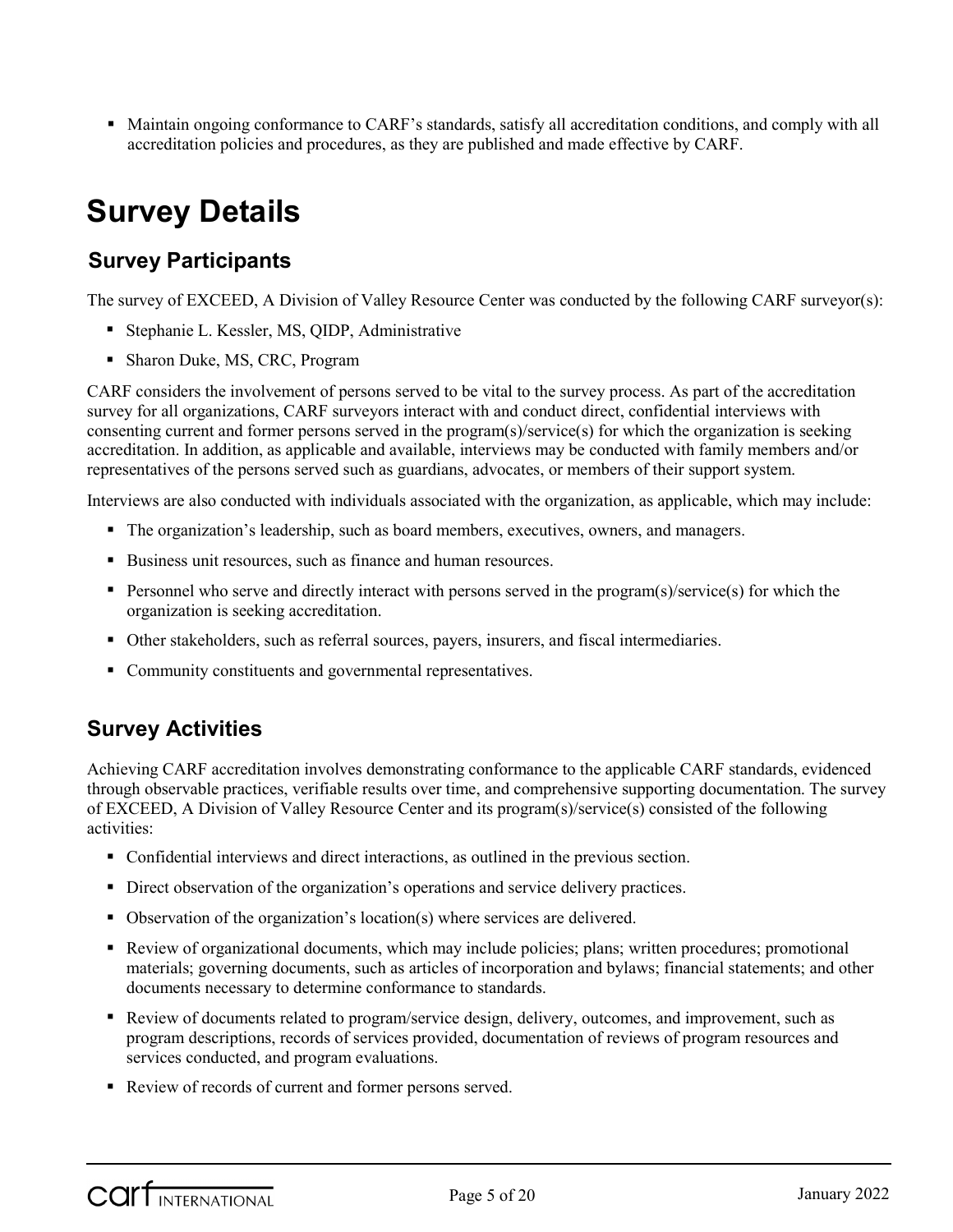- Maintain ongoing conformance to CARF's standards, satisfy all accreditation conditions, and comply with all accreditation policies and procedures, as they are published and made effective by CARF.

# Survey Details

## Survey Participants

The survey of EXCEED, A Division of Valley Resource Center was conducted by the following CARF surveyor(s):

- Stephanie L. Kessler, MS, QIDP, Administrative
- Sharon Duke, MS, CRC, Program

CARF considers the involvement of persons served to be vital to the survey process. As part of the accreditation survey for all organizations, CARF surveyors interact with and conduct direct, confidential interviews with consenting current and former persons served in the program(s)/service(s) for which the organization is seeking accreditation. In addition, as applicable and available, interviews may be conducted with family members and/or representatives of the persons served such as guardians, advocates, or members of their support system.

Interviews are also conducted with individuals associated with the organization, as applicable, which may include:

- The organization's leadership, such as board members, executives, owners, and managers.
- Business unit resources, such as finance and human resources.
- Personnel who serve and directly interact with persons served in the program(s)/service(s) for which the organization is seeking accreditation.
- Other stakeholders, such as referral sources, payers, insurers, and fiscal intermediaries.
- Community constituents and governmental representatives.

## Survey Activities

Achieving CARF accreditation involves demonstrating conformance to the applicable CARF standards, evidenced through observable practices, verifiable results over time, and comprehensive supporting documentation. The survey of EXCEED, A Division of Valley Resource Center and its program(s)/service(s) consisted of the following activities:

- Confidential interviews and direct interactions, as outlined in the previous section.
- Direct observation of the organization's operations and service delivery practices.
- Observation of the organization's location(s) where services are delivered.
- Review of organizational documents, which may include policies; plans; written procedures; promotional materials; governing documents, such as articles of incorporation and bylaws; financial statements; and other documents necessary to determine conformance to standards.
- Review of documents related to program/service design, delivery, outcomes, and improvement, such as program descriptions, records of services provided, documentation of reviews of program resources and services conducted, and program evaluations.
- Review of records of current and former persons served.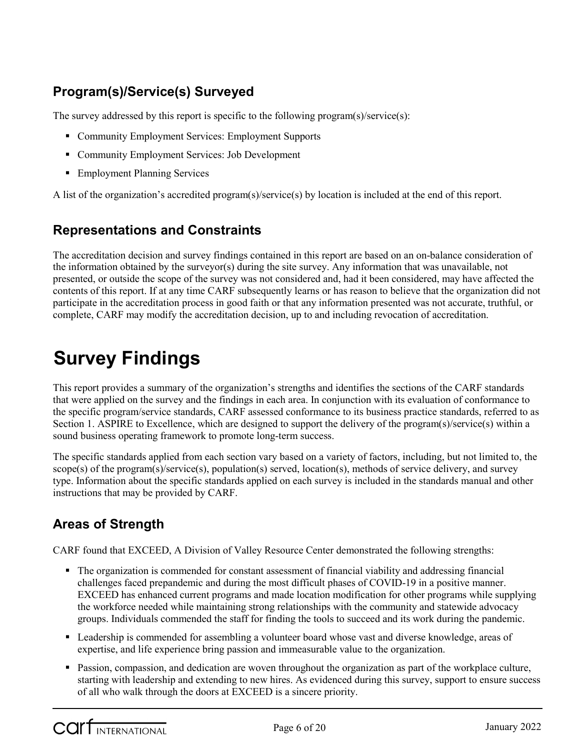## Program(s)/Service(s) Surveyed

The survey addressed by this report is specific to the following program(s)/service(s):

- Community Employment Services: Employment Supports
- Community Employment Services: Job Development
- Employment Planning Services

A list of the organization's accredited program(s)/service(s) by location is included at the end of this report.

## Representations and Constraints

The accreditation decision and survey findings contained in this report are based on an on-balance consideration of the information obtained by the surveyor(s) during the site survey. Any information that was unavailable, not presented, or outside the scope of the survey was not considered and, had it been considered, may have affected the contents of this report. If at any time CARF subsequently learns or has reason to believe that the organization did not participate in the accreditation process in good faith or that any information presented was not accurate, truthful, or complete, CARF may modify the accreditation decision, up to and including revocation of accreditation.

# Survey Findings

This report provides a summary of the organization's strengths and identifies the sections of the CARF standards that were applied on the survey and the findings in each area. In conjunction with its evaluation of conformance to the specific program/service standards, CARF assessed conformance to its business practice standards, referred to as Section 1. ASPIRE to Excellence, which are designed to support the delivery of the program(s)/service(s) within a sound business operating framework to promote long-term success.

The specific standards applied from each section vary based on a variety of factors, including, but not limited to, the scope(s) of the program(s)/service(s), population(s) served, location(s), methods of service delivery, and survey type. Information about the specific standards applied on each survey is included in the standards manual and other instructions that may be provided by CARF.

## Areas of Strength

CARF found that EXCEED, A Division of Valley Resource Center demonstrated the following strengths:

- The organization is commended for constant assessment of financial viability and addressing financial challenges faced prepandemic and during the most difficult phases of COVID-19 in a positive manner. EXCEED has enhanced current programs and made location modification for other programs while supplying the workforce needed while maintaining strong relationships with the community and statewide advocacy groups. Individuals commended the staff for finding the tools to succeed and its work during the pandemic.
- Leadership is commended for assembling a volunteer board whose vast and diverse knowledge, areas of expertise, and life experience bring passion and immeasurable value to the organization.
- Passion, compassion, and dedication are woven throughout the organization as part of the workplace culture, starting with leadership and extending to new hires. As evidenced during this survey, support to ensure success of all who walk through the doors at EXCEED is a sincere priority.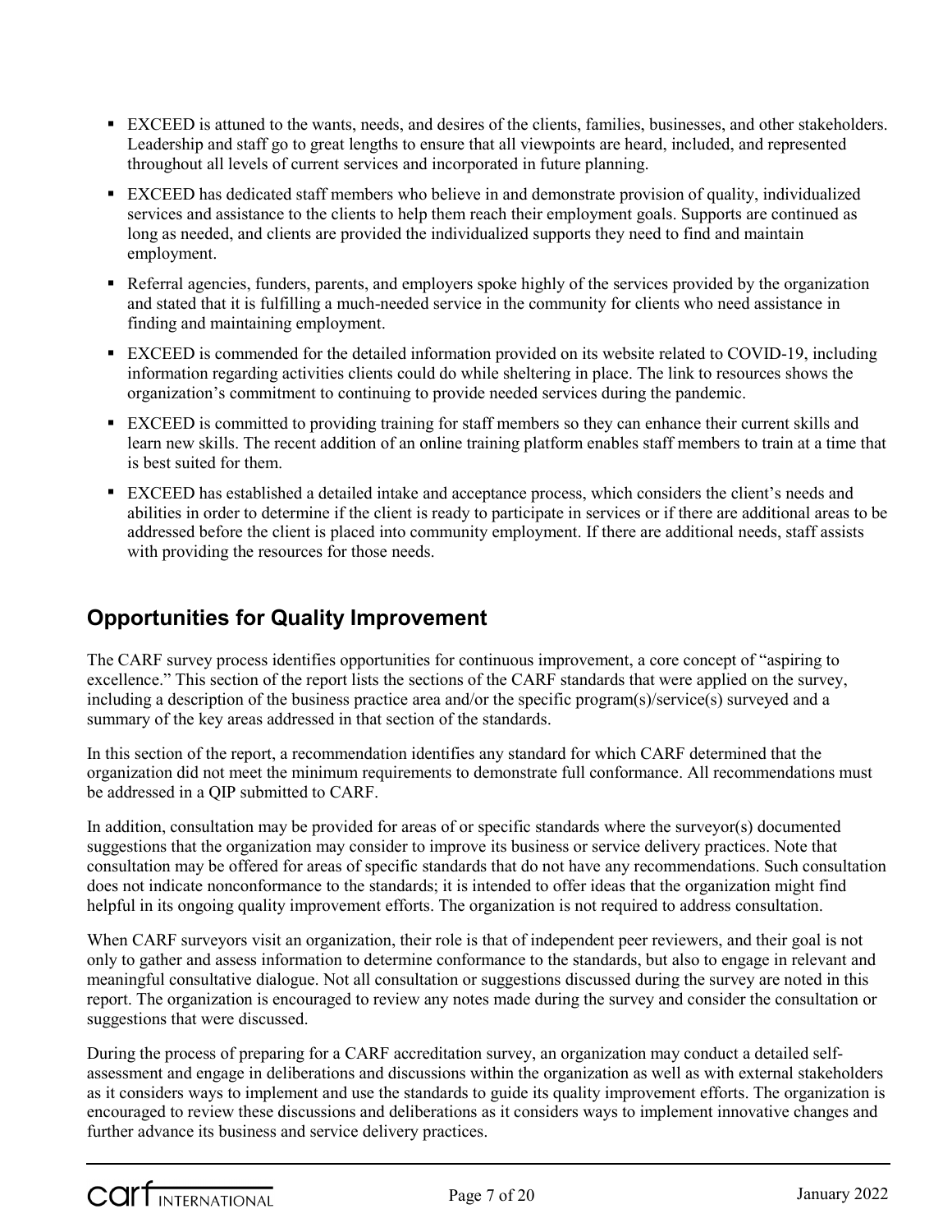- EXCEED is attuned to the wants, needs, and desires of the clients, families, businesses, and other stakeholders. Leadership and staff go to great lengths to ensure that all viewpoints are heard, included, and represented throughout all levels of current services and incorporated in future planning.
- EXCEED has dedicated staff members who believe in and demonstrate provision of quality, individualized services and assistance to the clients to help them reach their employment goals. Supports are continued as long as needed, and clients are provided the individualized supports they need to find and maintain employment.
- Referral agencies, funders, parents, and employers spoke highly of the services provided by the organization and stated that it is fulfilling a much-needed service in the community for clients who need assistance in finding and maintaining employment.
- EXCEED is commended for the detailed information provided on its website related to COVID-19, including information regarding activities clients could do while sheltering in place. The link to resources shows the organization's commitment to continuing to provide needed services during the pandemic.
- EXCEED is committed to providing training for staff members so they can enhance their current skills and learn new skills. The recent addition of an online training platform enables staff members to train at a time that is best suited for them.
- EXCEED has established a detailed intake and acceptance process, which considers the client's needs and abilities in order to determine if the client is ready to participate in services or if there are additional areas to be addressed before the client is placed into community employment. If there are additional needs, staff assists with providing the resources for those needs.

## Opportunities for Quality Improvement

The CARF survey process identifies opportunities for continuous improvement, a core concept of "aspiring to excellence." This section of the report lists the sections of the CARF standards that were applied on the survey, including a description of the business practice area and/or the specific program(s)/service(s) surveyed and a summary of the key areas addressed in that section of the standards.

In this section of the report, a recommendation identifies any standard for which CARF determined that the organization did not meet the minimum requirements to demonstrate full conformance. All recommendations must be addressed in a QIP submitted to CARF.

In addition, consultation may be provided for areas of or specific standards where the surveyor(s) documented suggestions that the organization may consider to improve its business or service delivery practices. Note that consultation may be offered for areas of specific standards that do not have any recommendations. Such consultation does not indicate nonconformance to the standards; it is intended to offer ideas that the organization might find helpful in its ongoing quality improvement efforts. The organization is not required to address consultation.

When CARF surveyors visit an organization, their role is that of independent peer reviewers, and their goal is not only to gather and assess information to determine conformance to the standards, but also to engage in relevant and meaningful consultative dialogue. Not all consultation or suggestions discussed during the survey are noted in this report. The organization is encouraged to review any notes made during the survey and consider the consultation or suggestions that were discussed.

During the process of preparing for a CARF accreditation survey, an organization may conduct a detailed self-assessment and engage in deliberations and discussions within the organization as well as with external stakeholders as it considers ways to implement and use the standards to guide its quality improvement efforts. The organization is encouraged to review these discussions and deliberations as it considers ways to implement innovative changes and further advance its business and service delivery practices.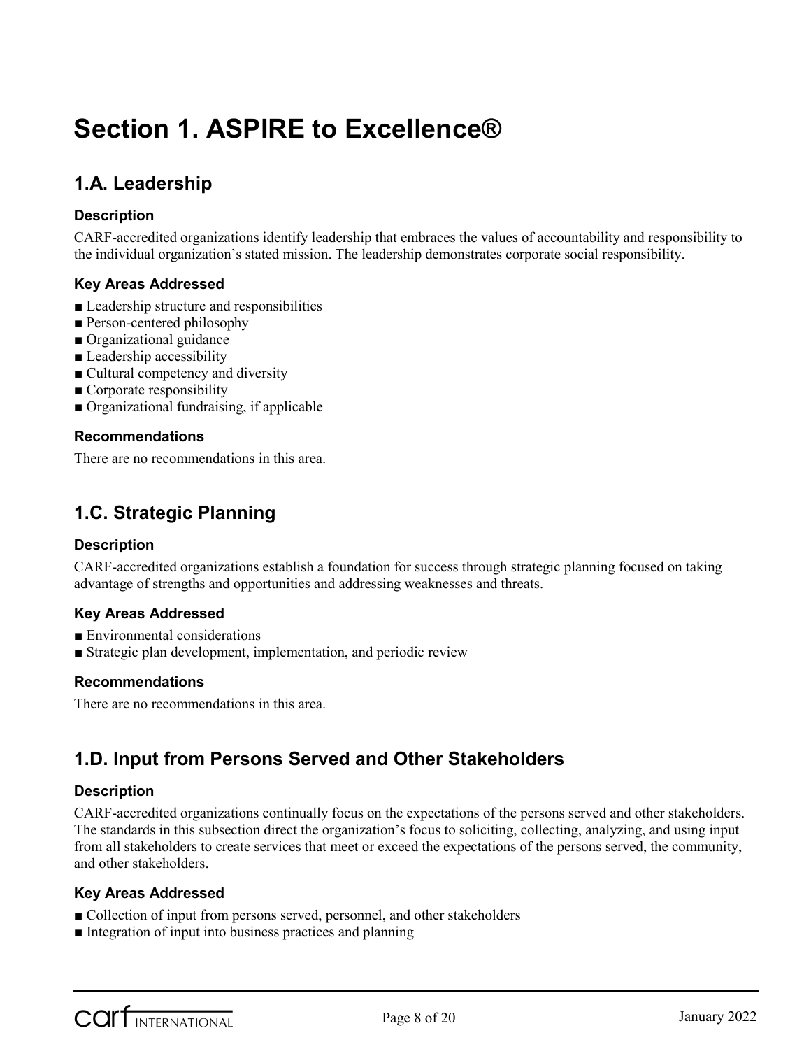# Section 1. ASPIRE to Excellence®

## 1.A. Leadership

### Description

CARF-accredited organizations identify leadership that embraces the values of accountability and responsibility to the individual organization's stated mission. The leadership demonstrates corporate social responsibility.

### Key Areas Addressed

- Leadership structure and responsibilities
- Person-centered philosophy
- Organizational guidance
- Leadership accessibility
- Cultural competency and diversity
- Corporate responsibility
- Organizational fundraising, if applicable

### Recommendations

There are no recommendations in this area.

## 1.C. Strategic Planning

### Description

CARF-accredited organizations establish a foundation for success through strategic planning focused on taking advantage of strengths and opportunities and addressing weaknesses and threats.

### Key Areas Addressed

- Environmental considerations
- Strategic plan development, implementation, and periodic review

### Recommendations

There are no recommendations in this area.

## 1.D. Input from Persons Served and Other Stakeholders

### Description

CARF-accredited organizations continually focus on the expectations of the persons served and other stakeholders. The standards in this subsection direct the organization's focus to soliciting, collecting, analyzing, and using input from all stakeholders to create services that meet or exceed the expectations of the persons served, the community, and other stakeholders.

### Key Areas Addressed

- Collection of input from persons served, personnel, and other stakeholders
- Integration of input into business practices and planning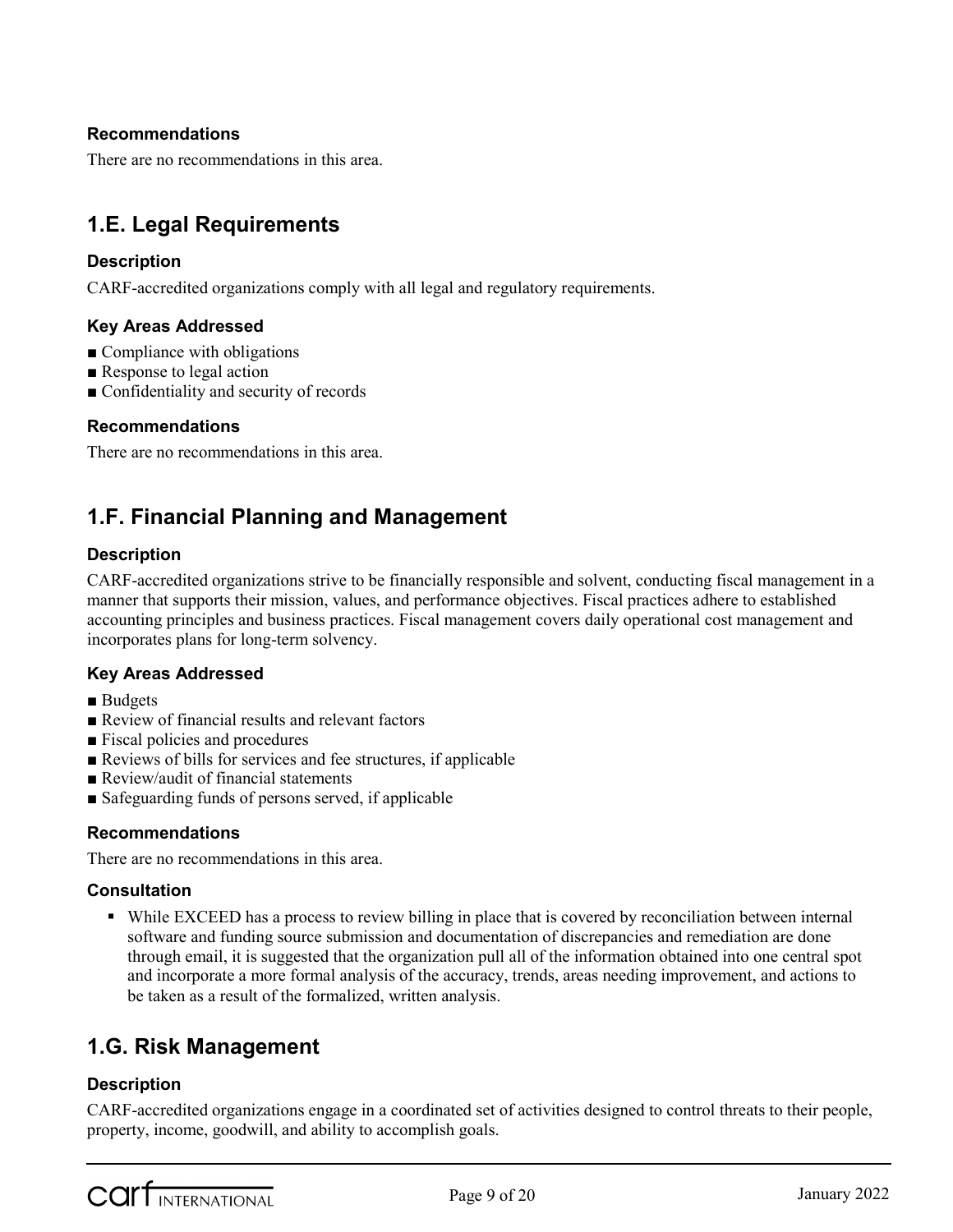### Recommendations

There are no recommendations in this area.

## 1.E. Legal Requirements

### Description

CARF-accredited organizations comply with all legal and regulatory requirements.

### Key Areas Addressed

- Compliance with obligations
- Response to legal action
- Confidentiality and security of records

### Recommendations

There are no recommendations in this area.

## 1.F. Financial Planning and Management

### Description

CARF-accredited organizations strive to be financially responsible and solvent, conducting fiscal management in a manner that supports their mission, values, and performance objectives. Fiscal practices adhere to established accounting principles and business practices. Fiscal management covers daily operational cost management and incorporates plans for long-term solvency.

### Key Areas Addressed

- Budgets
- Review of financial results and relevant factors
- Fiscal policies and procedures
- Reviews of bills for services and fee structures, if applicable
- Review/audit of financial statements
- Safeguarding funds of persons served, if applicable

### Recommendations

There are no recommendations in this area.

### Consultation

- While EXCEED has a process to review billing in place that is covered by reconciliation between internal software and funding source submission and documentation of discrepancies and remediation are done through email, it is suggested that the organization pull all of the information obtained into one central spot and incorporate a more formal analysis of the accuracy, trends, areas needing improvement, and actions to be taken as a result of the formalized, written analysis.

## 1.G. Risk Management

### Description

CARF-accredited organizations engage in a coordinated set of activities designed to control threats to their people, property, income, goodwill, and ability to accomplish goals.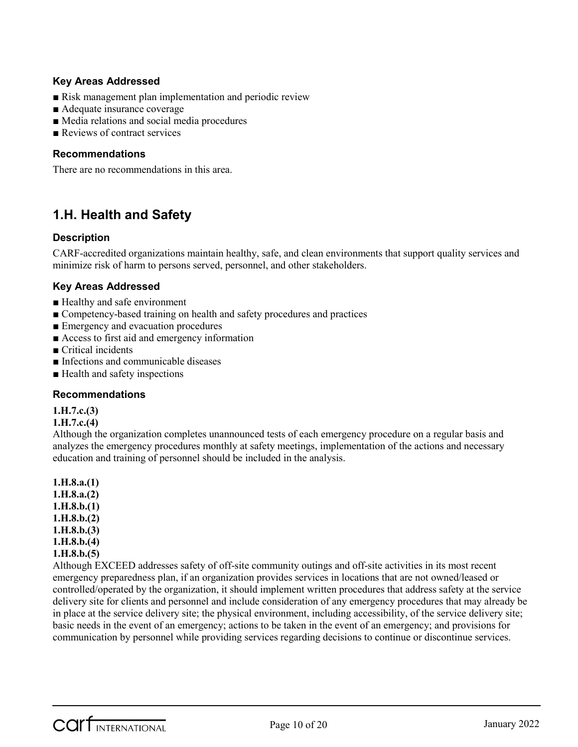### Key Areas Addressed

- Risk management plan implementation and periodic review
- Adequate insurance coverage
- Media relations and social media procedures
- Reviews of contract services

### Recommendations

There are no recommendations in this area.

## 1.H. Health and Safety

### Description

CARF-accredited organizations maintain healthy, safe, and clean environments that support quality services and minimize risk of harm to persons served, personnel, and other stakeholders.

### Key Areas Addressed

- Healthy and safe environment
- Competency-based training on health and safety procedures and practices
- Emergency and evacuation procedures
- Access to first aid and emergency information
- Critical incidents
- Infections and communicable diseases
- Health and safety inspections

### Recommendations

**1.H.7.c.(3)**
**1.H.7.c.(4)**
Although the organization completes unannounced tests of each emergency procedure on a regular basis and analyzes the emergency procedures monthly at safety meetings, implementation of the actions and necessary education and training of personnel should be included in the analysis.

**1.H.8.a.(1)**
**1.H.8.a.(2)**
**1.H.8.b.(1)**
**1.H.8.b.(2)**
**1.H.8.b.(3)**
**1.H.8.b.(4)**
**1.H.8.b.(5)**
Although EXCEED addresses safety of off-site community outings and off-site activities in its most recent emergency preparedness plan, if an organization provides services in locations that are not owned/leased or controlled/operated by the organization, it should implement written procedures that address safety at the service delivery site for clients and personnel and include consideration of any emergency procedures that may already be in place at the service delivery site; the physical environment, including accessibility, of the service delivery site; basic needs in the event of an emergency; actions to be taken in the event of an emergency; and provisions for communication by personnel while providing services regarding decisions to continue or discontinue services.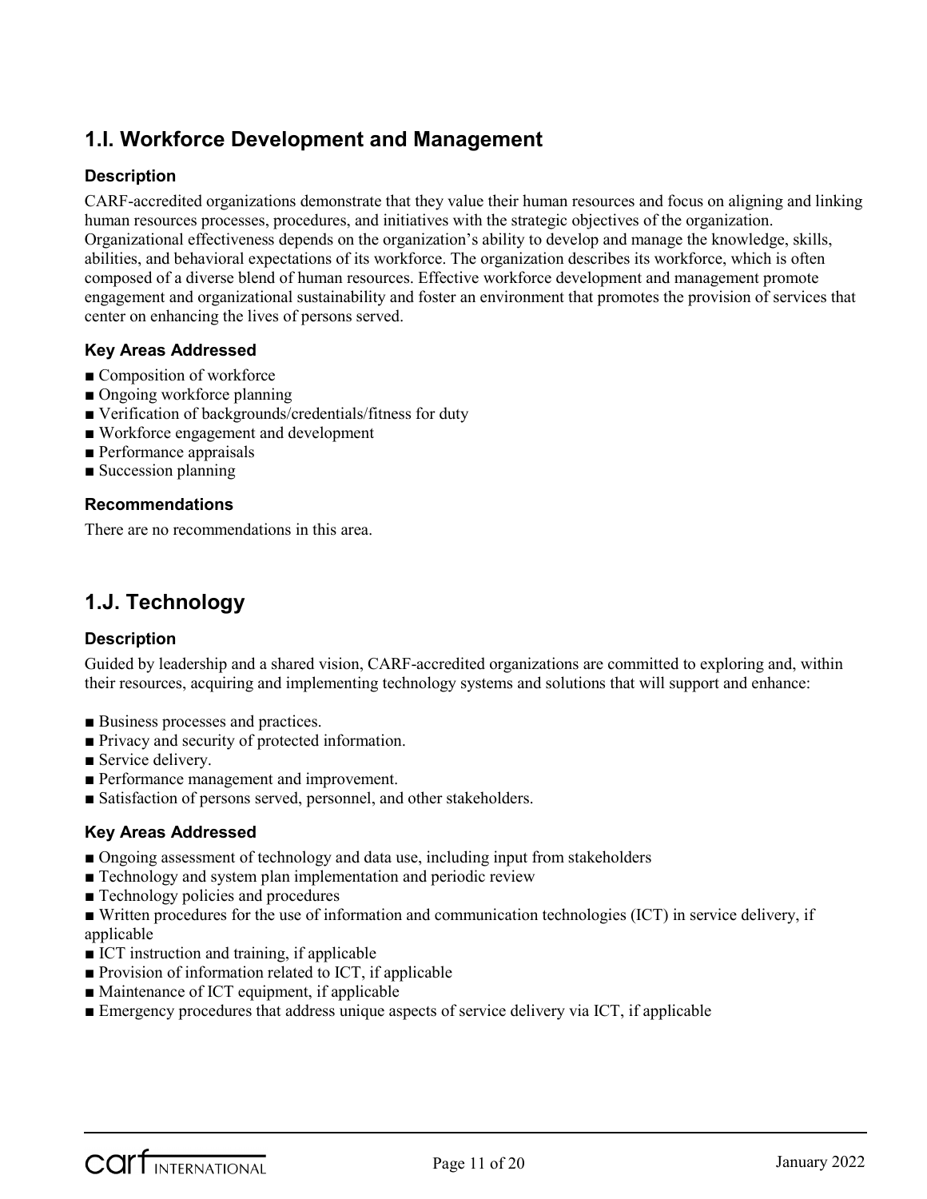## 1.I. Workforce Development and Management

### Description

CARF-accredited organizations demonstrate that they value their human resources and focus on aligning and linking human resources processes, procedures, and initiatives with the strategic objectives of the organization. Organizational effectiveness depends on the organization's ability to develop and manage the knowledge, skills, abilities, and behavioral expectations of its workforce. The organization describes its workforce, which is often composed of a diverse blend of human resources. Effective workforce development and management promote engagement and organizational sustainability and foster an environment that promotes the provision of services that center on enhancing the lives of persons served.

### Key Areas Addressed

- Composition of workforce
- Ongoing workforce planning
- Verification of backgrounds/credentials/fitness for duty
- Workforce engagement and development
- Performance appraisals
- Succession planning

### Recommendations

There are no recommendations in this area.

## 1.J. Technology

### Description

Guided by leadership and a shared vision, CARF-accredited organizations are committed to exploring and, within their resources, acquiring and implementing technology systems and solutions that will support and enhance:

- Business processes and practices.
- Privacy and security of protected information.
- Service delivery.
- Performance management and improvement.
- Satisfaction of persons served, personnel, and other stakeholders.

### Key Areas Addressed

- Ongoing assessment of technology and data use, including input from stakeholders
- Technology and system plan implementation and periodic review
- Technology policies and procedures
- Written procedures for the use of information and communication technologies (ICT) in service delivery, if applicable
- ICT instruction and training, if applicable
- Provision of information related to ICT, if applicable
- Maintenance of ICT equipment, if applicable
- Emergency procedures that address unique aspects of service delivery via ICT, if applicable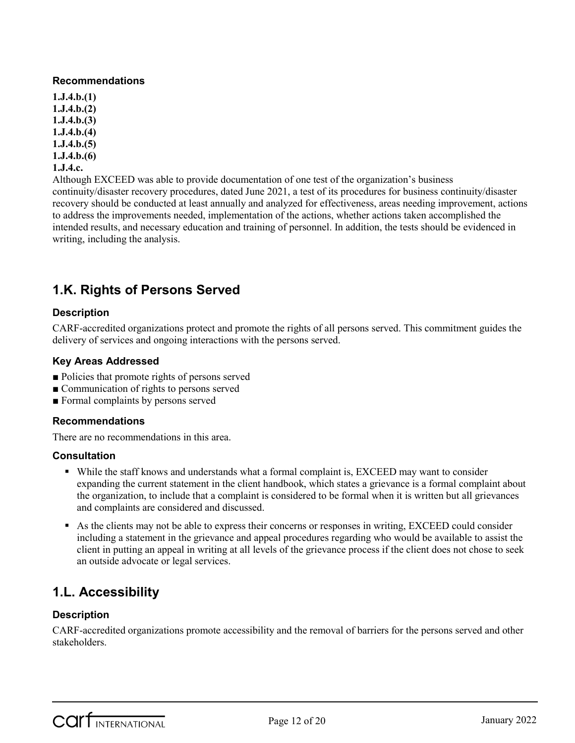### Recommendations

**1.J.4.b.(1)**
**1.J.4.b.(2)**
**1.J.4.b.(3)**
**1.J.4.b.(4)**
**1.J.4.b.(5)**
**1.J.4.b.(6)**
**1.J.4.c.**

Although EXCEED was able to provide documentation of one test of the organization's business continuity/disaster recovery procedures, dated June 2021, a test of its procedures for business continuity/disaster recovery should be conducted at least annually and analyzed for effectiveness, areas needing improvement, actions to address the improvements needed, implementation of the actions, whether actions taken accomplished the intended results, and necessary education and training of personnel. In addition, the tests should be evidenced in writing, including the analysis.

## 1.K. Rights of Persons Served

### Description

CARF-accredited organizations protect and promote the rights of all persons served. This commitment guides the delivery of services and ongoing interactions with the persons served.

### Key Areas Addressed

- Policies that promote rights of persons served
- Communication of rights to persons served
- Formal complaints by persons served

### Recommendations

There are no recommendations in this area.

### Consultation

- While the staff knows and understands what a formal complaint is, EXCEED may want to consider expanding the current statement in the client handbook, which states a grievance is a formal complaint about the organization, to include that a complaint is considered to be formal when it is written but all grievances and complaints are considered and discussed.
- As the clients may not be able to express their concerns or responses in writing, EXCEED could consider including a statement in the grievance and appeal procedures regarding who would be available to assist the client in putting an appeal in writing at all levels of the grievance process if the client does not chose to seek an outside advocate or legal services.

## 1.L. Accessibility

### Description

CARF-accredited organizations promote accessibility and the removal of barriers for the persons served and other stakeholders.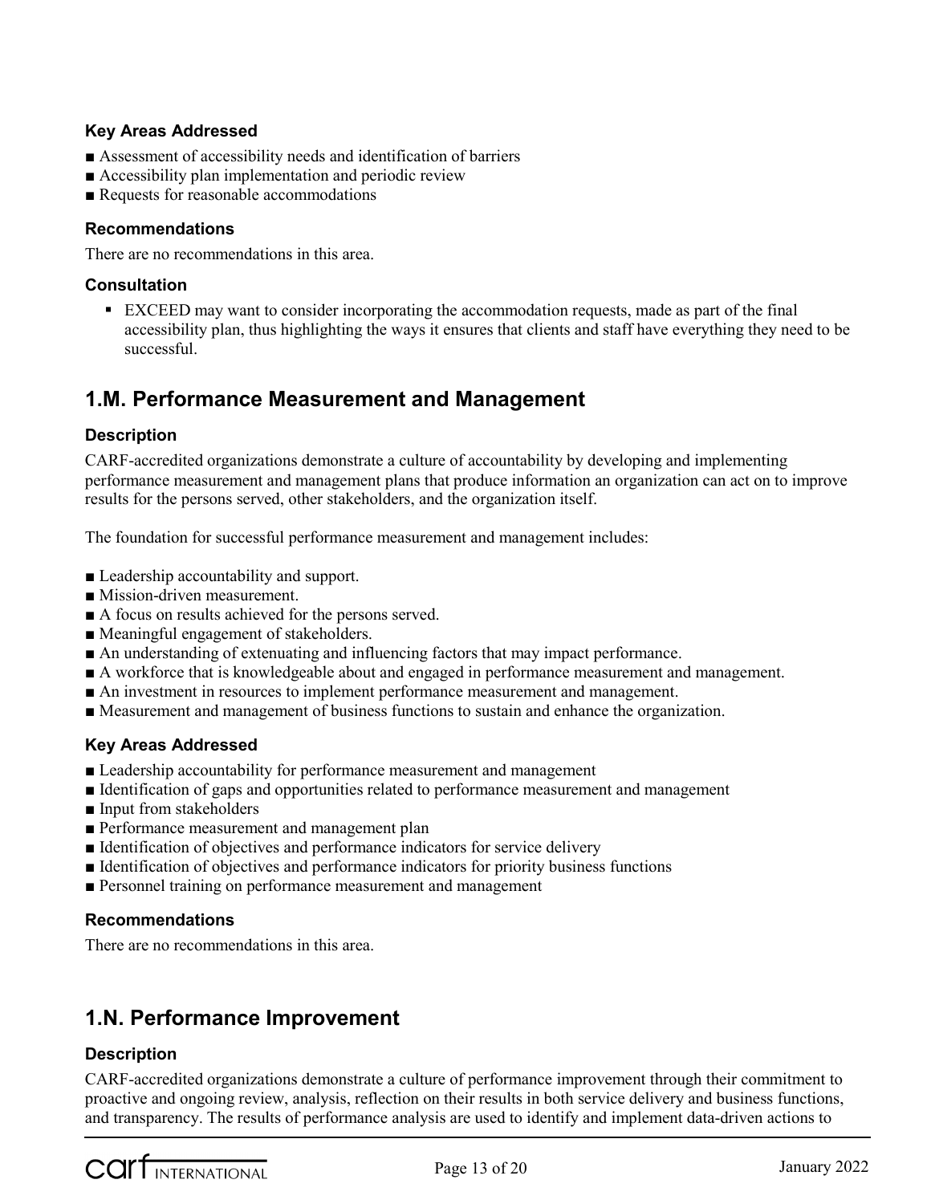### Key Areas Addressed

- ■ Assessment of accessibility needs and identification of barriers
- ■ Accessibility plan implementation and periodic review
- ■ Requests for reasonable accommodations

### Recommendations

There are no recommendations in this area.

### Consultation

- EXCEED may want to consider incorporating the accommodation requests, made as part of the final accessibility plan, thus highlighting the ways it ensures that clients and staff have everything they need to be successful.

## 1.M. Performance Measurement and Management

### Description

CARF-accredited organizations demonstrate a culture of accountability by developing and implementing performance measurement and management plans that produce information an organization can act on to improve results for the persons served, other stakeholders, and the organization itself.

The foundation for successful performance measurement and management includes:

- ■ Leadership accountability and support.
- ■ Mission-driven measurement.
- ■ A focus on results achieved for the persons served.
- ■ Meaningful engagement of stakeholders.
- ■ An understanding of extenuating and influencing factors that may impact performance.
- ■ A workforce that is knowledgeable about and engaged in performance measurement and management.
- ■ An investment in resources to implement performance measurement and management.
- ■ Measurement and management of business functions to sustain and enhance the organization.

### Key Areas Addressed

- ■ Leadership accountability for performance measurement and management
- ■ Identification of gaps and opportunities related to performance measurement and management
- ■ Input from stakeholders
- ■ Performance measurement and management plan
- ■ Identification of objectives and performance indicators for service delivery
- ■ Identification of objectives and performance indicators for priority business functions
- ■ Personnel training on performance measurement and management

### Recommendations

There are no recommendations in this area.

## 1.N. Performance Improvement

### Description

CARF-accredited organizations demonstrate a culture of performance improvement through their commitment to proactive and ongoing review, analysis, reflection on their results in both service delivery and business functions, and transparency. The results of performance analysis are used to identify and implement data-driven actions to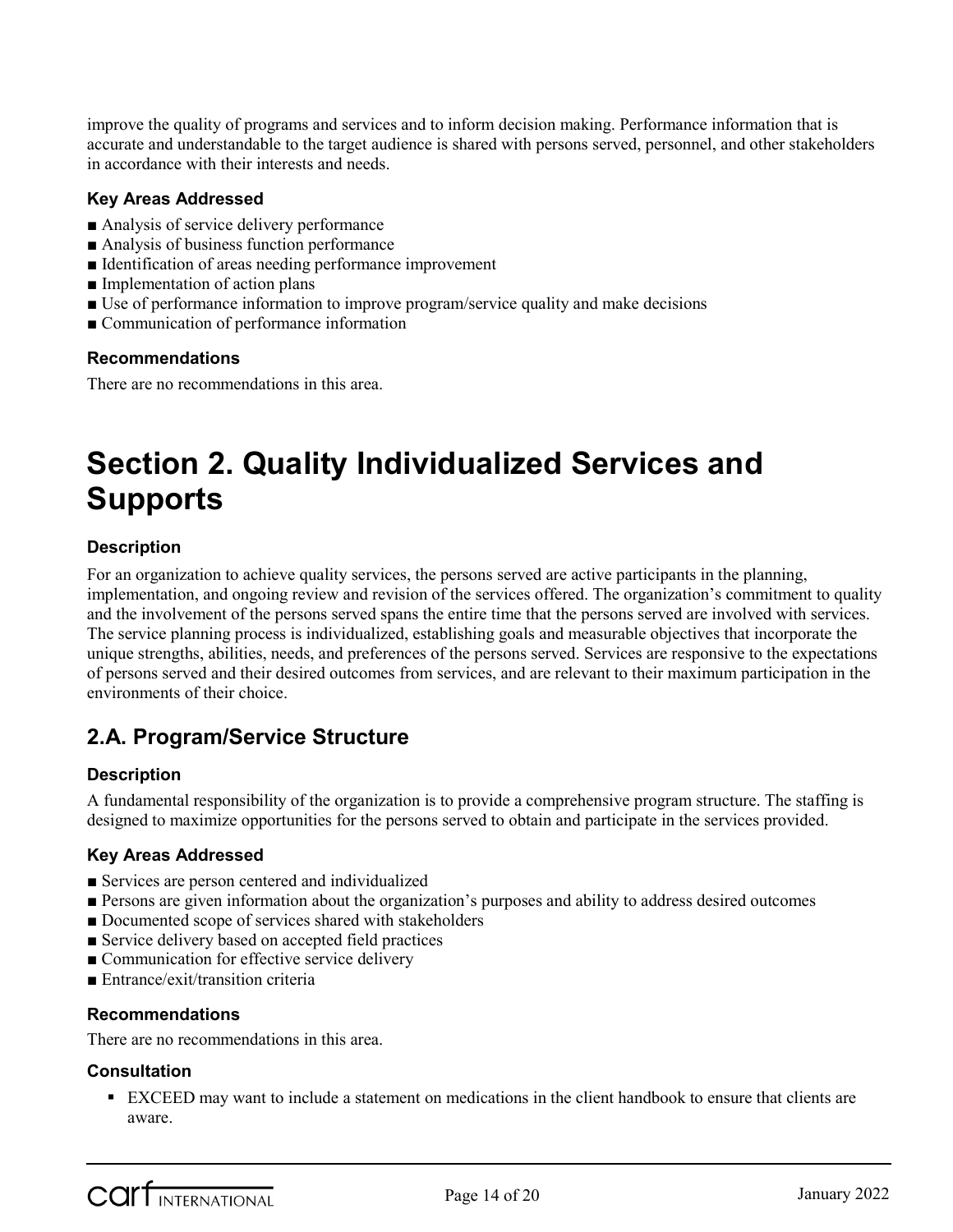improve the quality of programs and services and to inform decision making. Performance information that is accurate and understandable to the target audience is shared with persons served, personnel, and other stakeholders in accordance with their interests and needs.

### Key Areas Addressed

- Analysis of service delivery performance
- Analysis of business function performance
- Identification of areas needing performance improvement
- Implementation of action plans
- Use of performance information to improve program/service quality and make decisions
- Communication of performance information

### Recommendations

There are no recommendations in this area.

# Section 2. Quality Individualized Services and Supports

### Description

For an organization to achieve quality services, the persons served are active participants in the planning, implementation, and ongoing review and revision of the services offered. The organization's commitment to quality and the involvement of the persons served spans the entire time that the persons served are involved with services. The service planning process is individualized, establishing goals and measurable objectives that incorporate the unique strengths, abilities, needs, and preferences of the persons served. Services are responsive to the expectations of persons served and their desired outcomes from services, and are relevant to their maximum participation in the environments of their choice.

## 2.A. Program/Service Structure

### Description

A fundamental responsibility of the organization is to provide a comprehensive program structure. The staffing is designed to maximize opportunities for the persons served to obtain and participate in the services provided.

### Key Areas Addressed

- Services are person centered and individualized
- Persons are given information about the organization's purposes and ability to address desired outcomes
- Documented scope of services shared with stakeholders
- Service delivery based on accepted field practices
- Communication for effective service delivery
- Entrance/exit/transition criteria

### Recommendations

There are no recommendations in this area.

### Consultation

- EXCEED may want to include a statement on medications in the client handbook to ensure that clients are aware.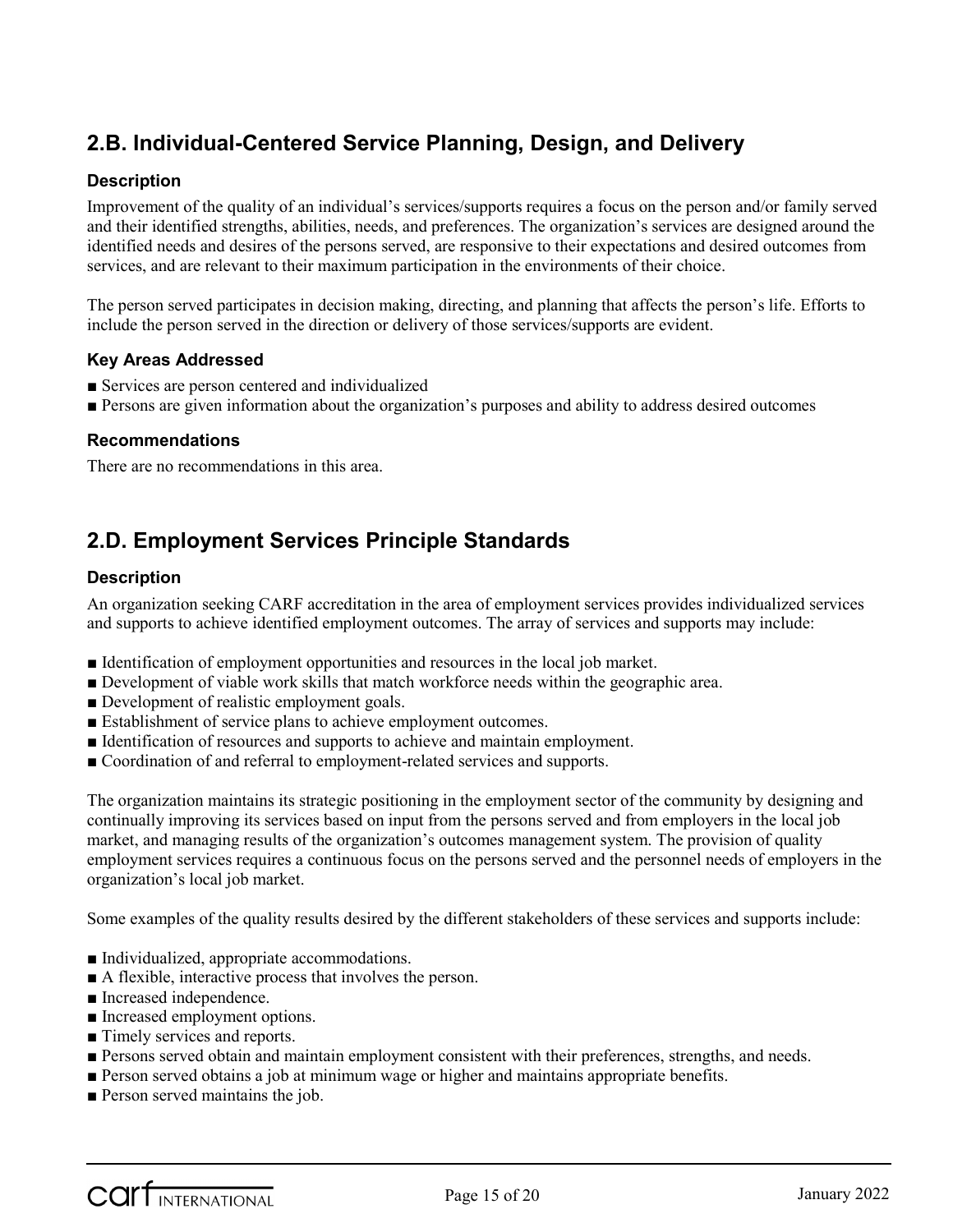## 2.B. Individual-Centered Service Planning, Design, and Delivery

### Description

Improvement of the quality of an individual's services/supports requires a focus on the person and/or family served and their identified strengths, abilities, needs, and preferences. The organization's services are designed around the identified needs and desires of the persons served, are responsive to their expectations and desired outcomes from services, and are relevant to their maximum participation in the environments of their choice.

The person served participates in decision making, directing, and planning that affects the person's life. Efforts to include the person served in the direction or delivery of those services/supports are evident.

### Key Areas Addressed

- Services are person centered and individualized
- Persons are given information about the organization's purposes and ability to address desired outcomes

### Recommendations

There are no recommendations in this area.

## 2.D. Employment Services Principle Standards

### Description

An organization seeking CARF accreditation in the area of employment services provides individualized services and supports to achieve identified employment outcomes. The array of services and supports may include:

- Identification of employment opportunities and resources in the local job market.
- Development of viable work skills that match workforce needs within the geographic area.
- Development of realistic employment goals.
- Establishment of service plans to achieve employment outcomes.
- Identification of resources and supports to achieve and maintain employment.
- Coordination of and referral to employment-related services and supports.

The organization maintains its strategic positioning in the employment sector of the community by designing and continually improving its services based on input from the persons served and from employers in the local job market, and managing results of the organization's outcomes management system. The provision of quality employment services requires a continuous focus on the persons served and the personnel needs of employers in the organization's local job market.

Some examples of the quality results desired by the different stakeholders of these services and supports include:

- Individualized, appropriate accommodations.
- A flexible, interactive process that involves the person.
- Increased independence.
- Increased employment options.
- Timely services and reports.
- Persons served obtain and maintain employment consistent with their preferences, strengths, and needs.
- Person served obtains a job at minimum wage or higher and maintains appropriate benefits.
- Person served maintains the job.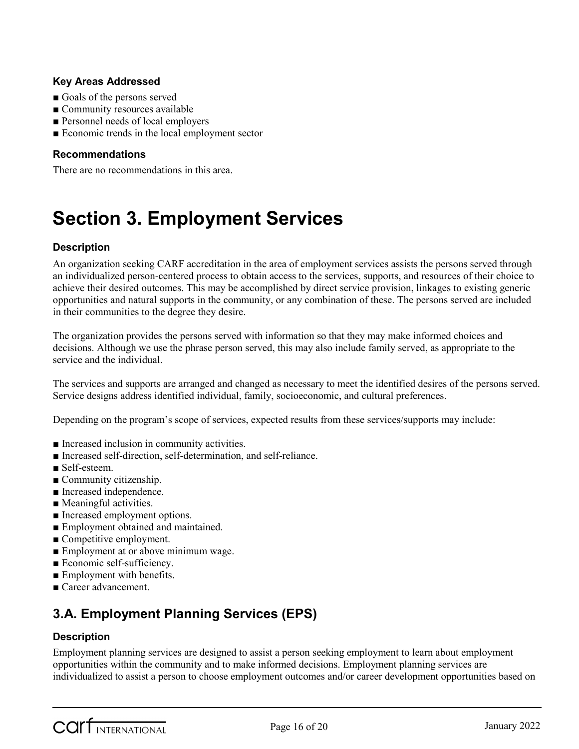### Key Areas Addressed

- Goals of the persons served
- Community resources available
- Personnel needs of local employers
- Economic trends in the local employment sector

### Recommendations

There are no recommendations in this area.

# Section 3. Employment Services

### Description

An organization seeking CARF accreditation in the area of employment services assists the persons served through an individualized person-centered process to obtain access to the services, supports, and resources of their choice to achieve their desired outcomes. This may be accomplished by direct service provision, linkages to existing generic opportunities and natural supports in the community, or any combination of these. The persons served are included in their communities to the degree they desire.

The organization provides the persons served with information so that they may make informed choices and decisions. Although we use the phrase person served, this may also include family served, as appropriate to the service and the individual.

The services and supports are arranged and changed as necessary to meet the identified desires of the persons served. Service designs address identified individual, family, socioeconomic, and cultural preferences.

Depending on the program's scope of services, expected results from these services/supports may include:

- Increased inclusion in community activities.
- Increased self-direction, self-determination, and self-reliance.
- Self-esteem.
- Community citizenship.
- Increased independence.
- Meaningful activities.
- Increased employment options.
- Employment obtained and maintained.
- Competitive employment.
- Employment at or above minimum wage.
- Economic self-sufficiency.
- Employment with benefits.
- Career advancement.

## 3.A. Employment Planning Services (EPS)

### Description

Employment planning services are designed to assist a person seeking employment to learn about employment opportunities within the community and to make informed decisions. Employment planning services are individualized to assist a person to choose employment outcomes and/or career development opportunities based on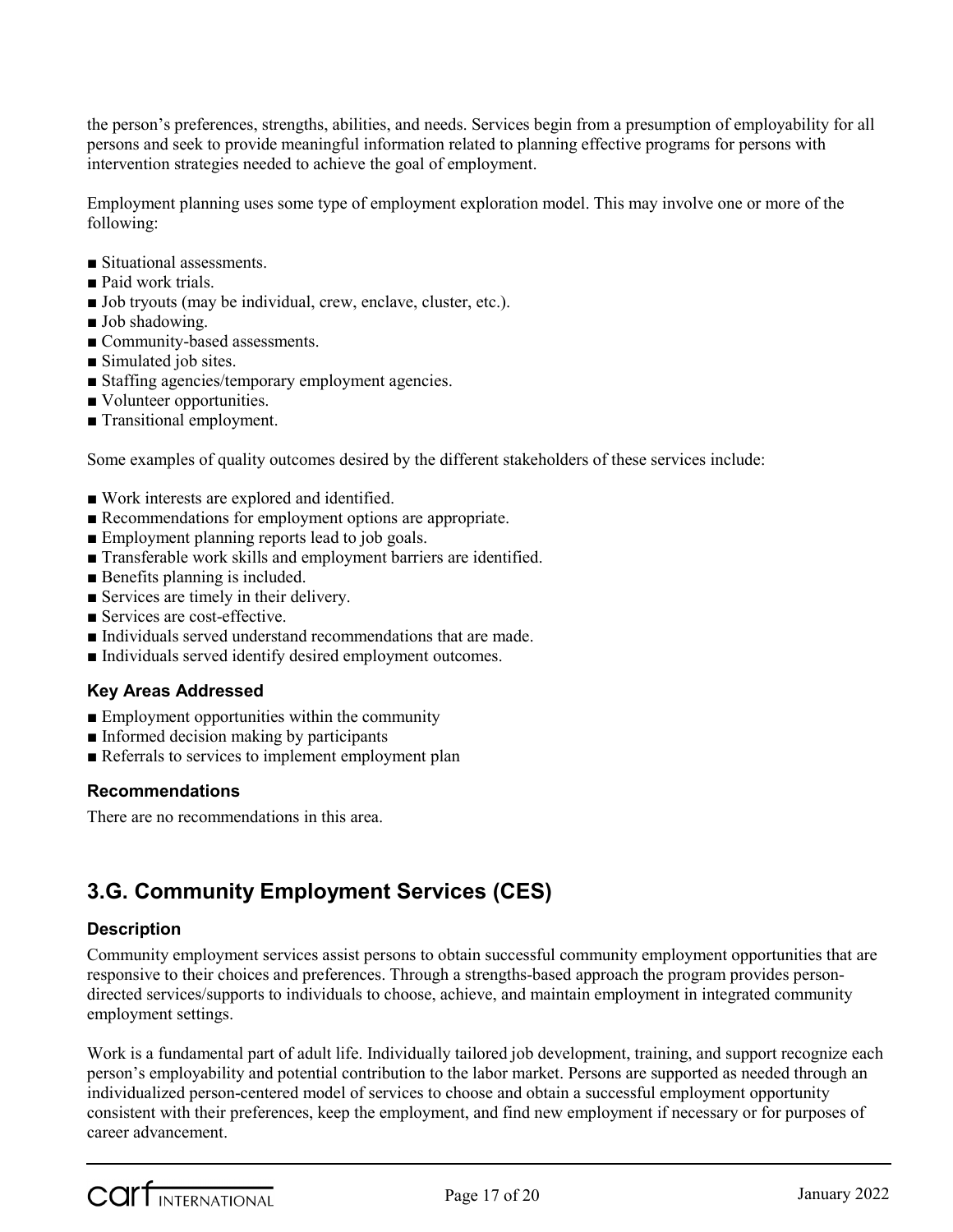the person's preferences, strengths, abilities, and needs. Services begin from a presumption of employability for all persons and seek to provide meaningful information related to planning effective programs for persons with intervention strategies needed to achieve the goal of employment.

Employment planning uses some type of employment exploration model. This may involve one or more of the following:

- Situational assessments.
- Paid work trials.
- Job tryouts (may be individual, crew, enclave, cluster, etc.).
- Job shadowing.
- Community-based assessments.
- Simulated job sites.
- Staffing agencies/temporary employment agencies.
- Volunteer opportunities.
- Transitional employment.

Some examples of quality outcomes desired by the different stakeholders of these services include:

- Work interests are explored and identified.
- Recommendations for employment options are appropriate.
- Employment planning reports lead to job goals.
- Transferable work skills and employment barriers are identified.
- Benefits planning is included.
- Services are timely in their delivery.
- Services are cost-effective.
- Individuals served understand recommendations that are made.
- Individuals served identify desired employment outcomes.

### Key Areas Addressed

- Employment opportunities within the community
- Informed decision making by participants
- Referrals to services to implement employment plan

### Recommendations

There are no recommendations in this area.

## 3.G. Community Employment Services (CES)

### Description

Community employment services assist persons to obtain successful community employment opportunities that are responsive to their choices and preferences. Through a strengths-based approach the program provides person-directed services/supports to individuals to choose, achieve, and maintain employment in integrated community employment settings.

Work is a fundamental part of adult life. Individually tailored job development, training, and support recognize each person's employability and potential contribution to the labor market. Persons are supported as needed through an individualized person-centered model of services to choose and obtain a successful employment opportunity consistent with their preferences, keep the employment, and find new employment if necessary or for purposes of career advancement.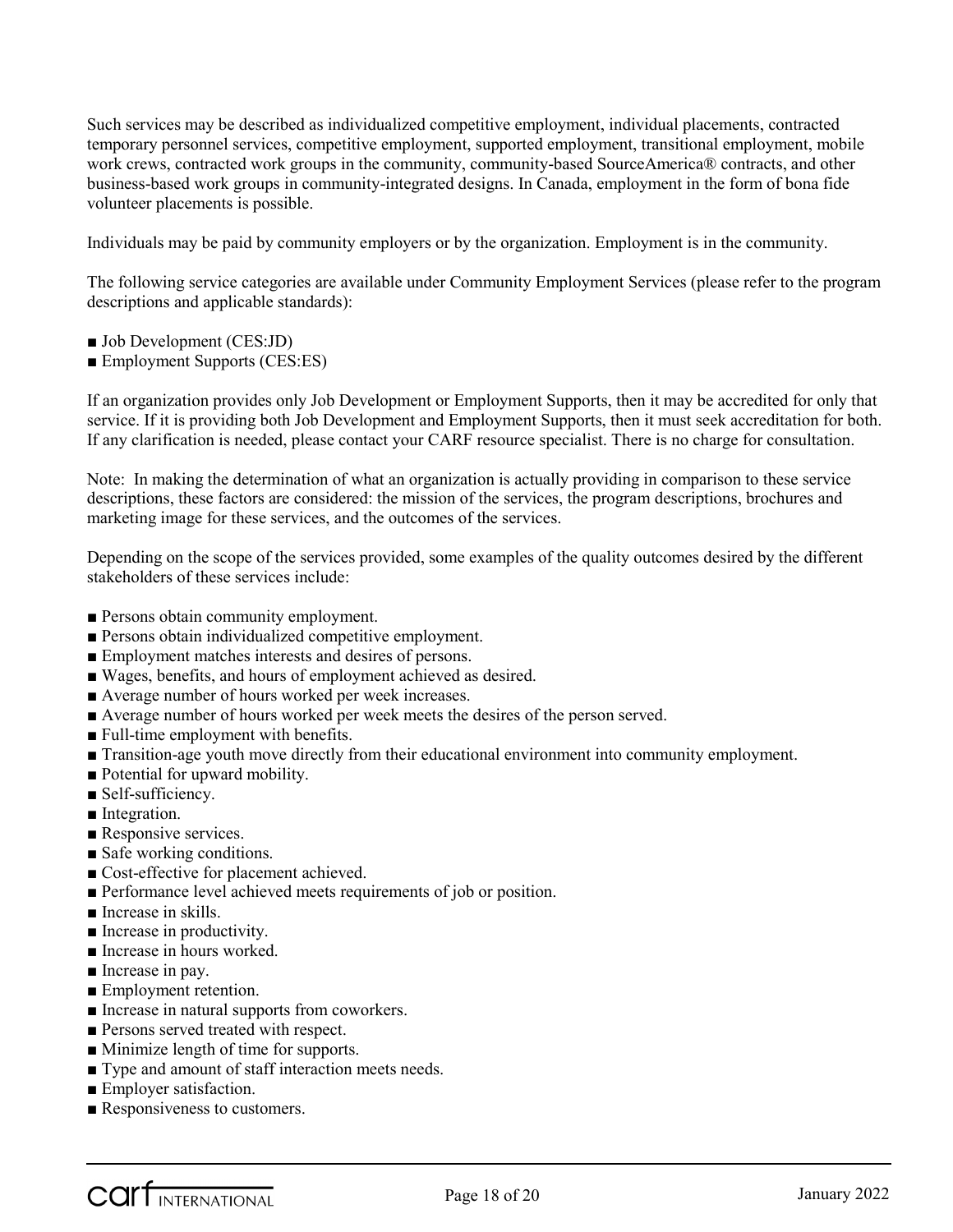Such services may be described as individualized competitive employment, individual placements, contracted temporary personnel services, competitive employment, supported employment, transitional employment, mobile work crews, contracted work groups in the community, community-based SourceAmerica® contracts, and other business-based work groups in community-integrated designs. In Canada, employment in the form of bona fide volunteer placements is possible.

Individuals may be paid by community employers or by the organization. Employment is in the community.

The following service categories are available under Community Employment Services (please refer to the program descriptions and applicable standards):

- Job Development (CES:JD)
- Employment Supports (CES:ES)

If an organization provides only Job Development or Employment Supports, then it may be accredited for only that service. If it is providing both Job Development and Employment Supports, then it must seek accreditation for both. If any clarification is needed, please contact your CARF resource specialist. There is no charge for consultation.

Note: In making the determination of what an organization is actually providing in comparison to these service descriptions, these factors are considered: the mission of the services, the program descriptions, brochures and marketing image for these services, and the outcomes of the services.

Depending on the scope of the services provided, some examples of the quality outcomes desired by the different stakeholders of these services include:

- Persons obtain community employment.
- Persons obtain individualized competitive employment.
- Employment matches interests and desires of persons.
- Wages, benefits, and hours of employment achieved as desired.
- Average number of hours worked per week increases.
- Average number of hours worked per week meets the desires of the person served.
- Full-time employment with benefits.
- Transition-age youth move directly from their educational environment into community employment.
- Potential for upward mobility.
- Self-sufficiency.
- Integration.
- Responsive services.
- Safe working conditions.
- Cost-effective for placement achieved.
- Performance level achieved meets requirements of job or position.
- Increase in skills.
- Increase in productivity.
- Increase in hours worked.
- Increase in pay.
- Employment retention.
- Increase in natural supports from coworkers.
- Persons served treated with respect.
- Minimize length of time for supports.
- Type and amount of staff interaction meets needs.
- Employer satisfaction.
- Responsiveness to customers.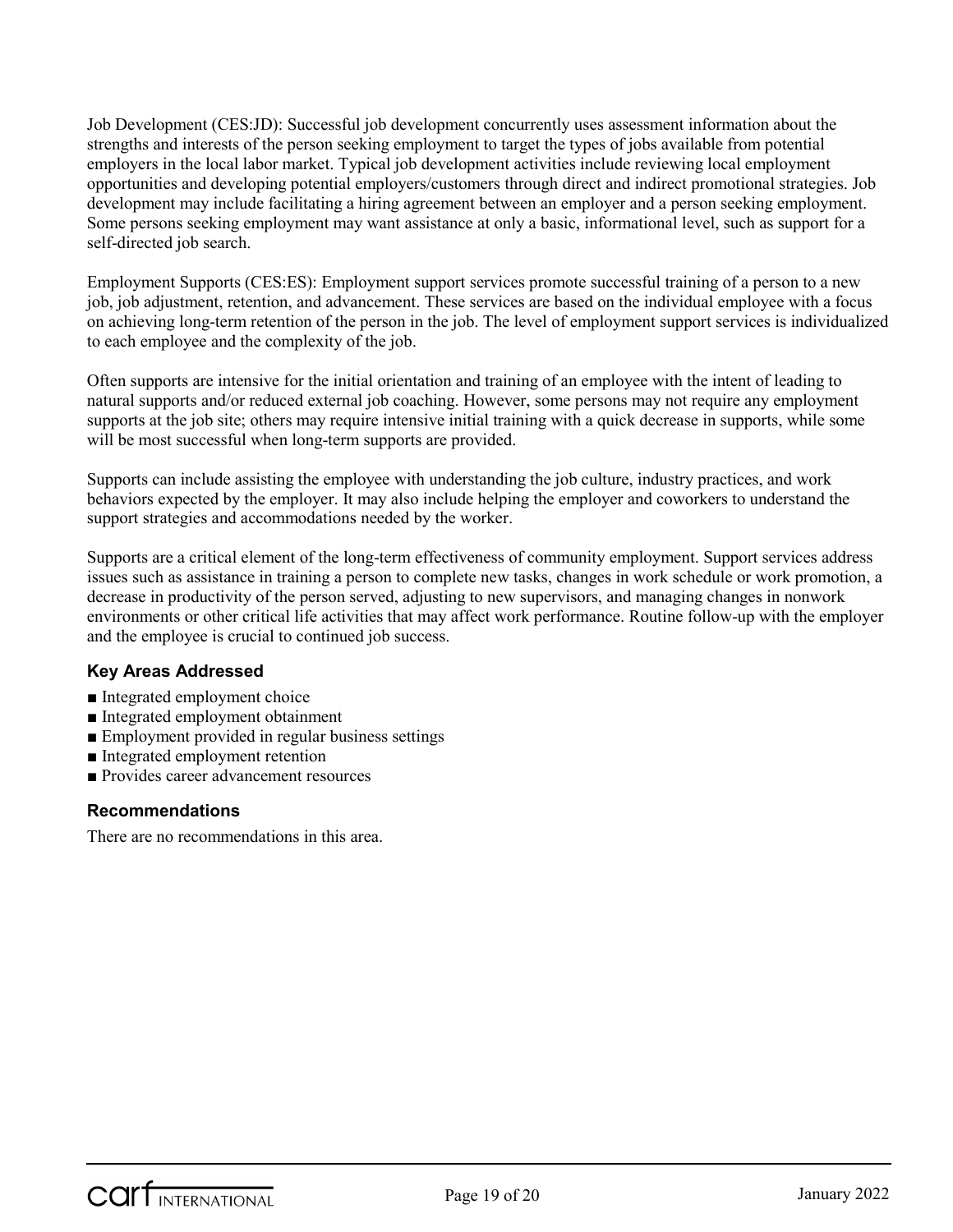Job Development (CES:JD): Successful job development concurrently uses assessment information about the strengths and interests of the person seeking employment to target the types of jobs available from potential employers in the local labor market. Typical job development activities include reviewing local employment opportunities and developing potential employers/customers through direct and indirect promotional strategies. Job development may include facilitating a hiring agreement between an employer and a person seeking employment. Some persons seeking employment may want assistance at only a basic, informational level, such as support for a self-directed job search.

Employment Supports (CES:ES): Employment support services promote successful training of a person to a new job, job adjustment, retention, and advancement. These services are based on the individual employee with a focus on achieving long-term retention of the person in the job. The level of employment support services is individualized to each employee and the complexity of the job.

Often supports are intensive for the initial orientation and training of an employee with the intent of leading to natural supports and/or reduced external job coaching. However, some persons may not require any employment supports at the job site; others may require intensive initial training with a quick decrease in supports, while some will be most successful when long-term supports are provided.

Supports can include assisting the employee with understanding the job culture, industry practices, and work behaviors expected by the employer. It may also include helping the employer and coworkers to understand the support strategies and accommodations needed by the worker.

Supports are a critical element of the long-term effectiveness of community employment. Support services address issues such as assistance in training a person to complete new tasks, changes in work schedule or work promotion, a decrease in productivity of the person served, adjusting to new supervisors, and managing changes in nonwork environments or other critical life activities that may affect work performance. Routine follow-up with the employer and the employee is crucial to continued job success.

### Key Areas Addressed

- Integrated employment choice
- Integrated employment obtainment
- Employment provided in regular business settings
- Integrated employment retention
- Provides career advancement resources

### Recommendations

There are no recommendations in this area.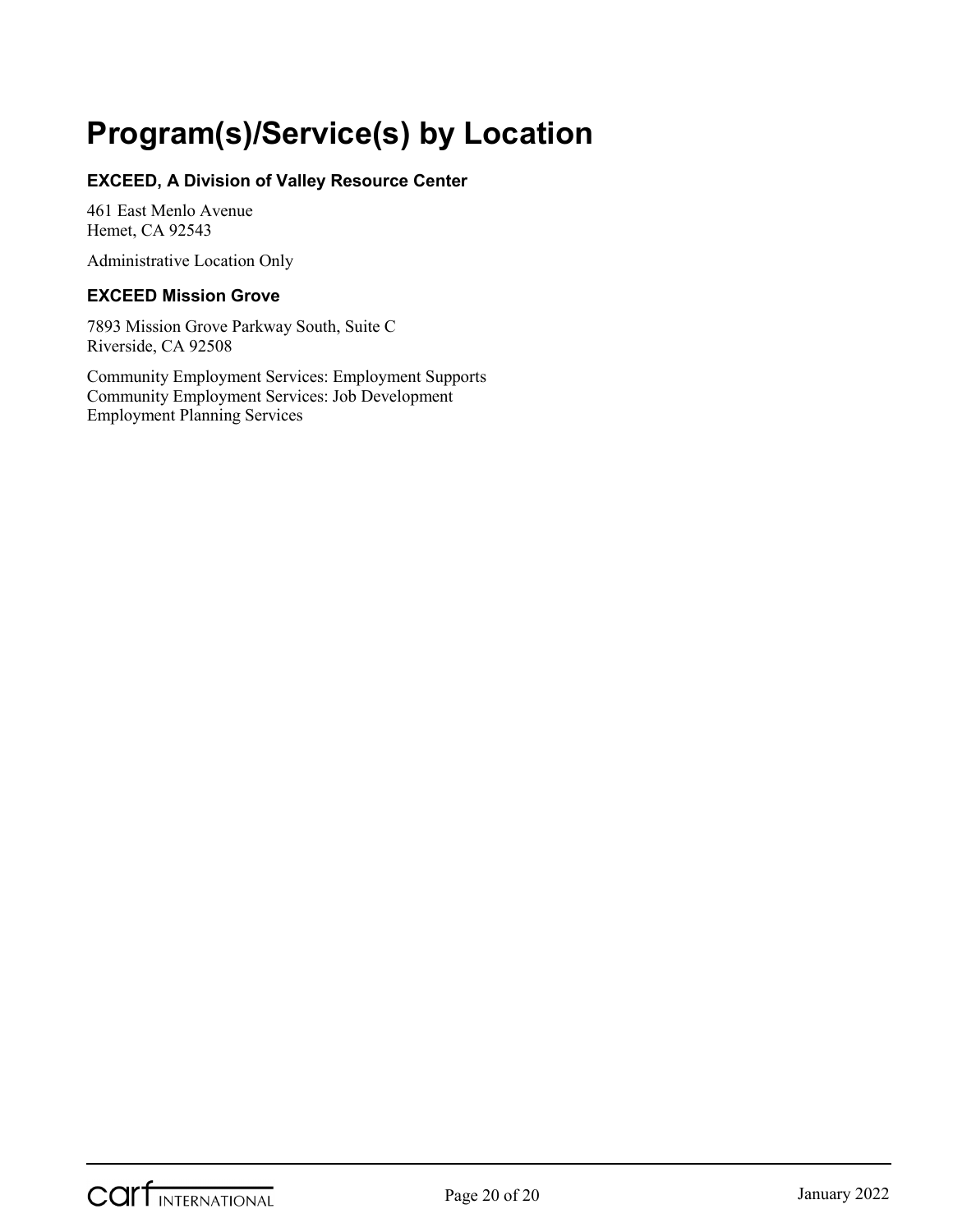# Program(s)/Service(s) by Location

### EXCEED, A Division of Valley Resource Center

461 East Menlo Avenue
Hemet, CA 92543

Administrative Location Only

### EXCEED Mission Grove

7893 Mission Grove Parkway South, Suite C
Riverside, CA 92508

Community Employment Services: Employment Supports
Community Employment Services: Job Development
Employment Planning Services